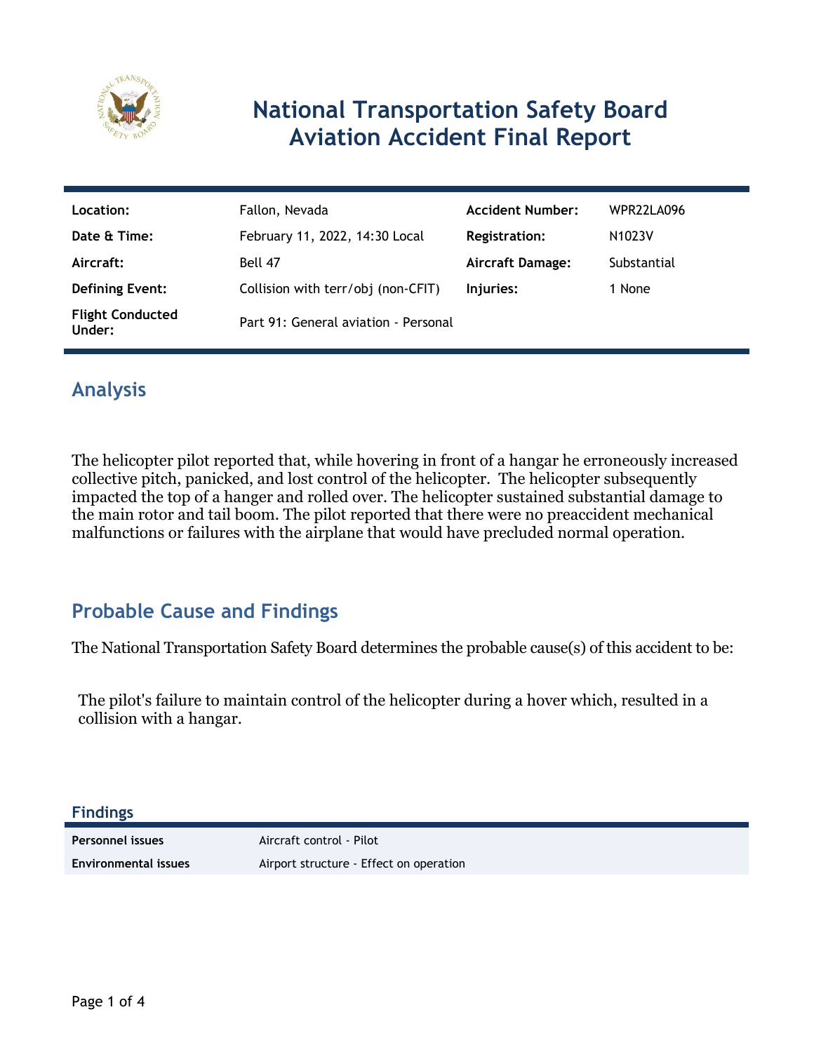# National Transportation Safety Board Aviation Accident Final Report

| Location: | Fallon, Nevada | Accident Number: | WPR22LA096 |
| --- | --- | --- | --- |
| Date & Time: | February 11, 2022, 14:30 Local | Registration: | N1023V |
| Aircraft: | Bell 47 | Aircraft Damage: | Substantial |
| Defining Event: | Collision with terr/obj (non-CFIT) | Injuries: | 1 None |
| Flight Conducted Under: | Part 91: General aviation - Personal | | |

## Analysis

The helicopter pilot reported that, while hovering in front of a hangar he erroneously increased collective pitch, panicked, and lost control of the helicopter. The helicopter subsequently impacted the top of a hanger and rolled over. The helicopter sustained substantial damage to the main rotor and tail boom. The pilot reported that there were no preaccident mechanical malfunctions or failures with the airplane that would have precluded normal operation.

## Probable Cause and Findings

The National Transportation Safety Board determines the probable cause(s) of this accident to be:

The pilot's failure to maintain control of the helicopter during a hover which, resulted in a collision with a hangar.

### Findings

| | |
| --- | --- |
| **Personnel issues** | Aircraft control - Pilot |
| **Environmental issues** | Airport structure - Effect on operation |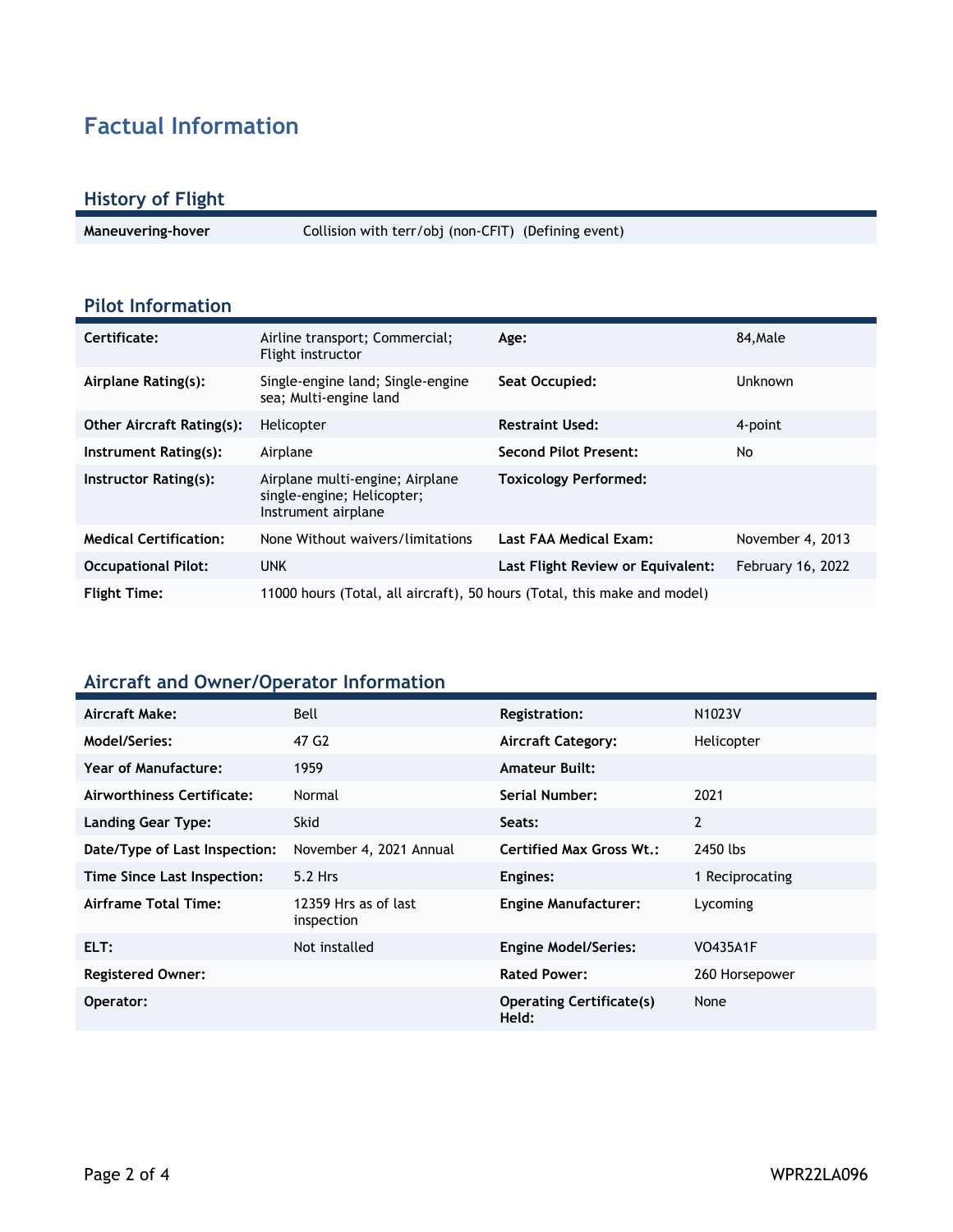# Factual Information

## History of Flight

| | |
|---|---|
| **Maneuvering-hover** | Collision with terr/obj (non-CFIT) (Defining event) |

## Pilot Information

| | | | |
|---|---|---|---|
| **Certificate:** | Airline transport; Commercial; Flight instructor | **Age:** | 84,Male |
| **Airplane Rating(s):** | Single-engine land; Single-engine sea; Multi-engine land | **Seat Occupied:** | Unknown |
| **Other Aircraft Rating(s):** | Helicopter | **Restraint Used:** | 4-point |
| **Instrument Rating(s):** | Airplane | **Second Pilot Present:** | No |
| **Instructor Rating(s):** | Airplane multi-engine; Airplane single-engine; Helicopter; Instrument airplane | **Toxicology Performed:** | |
| **Medical Certification:** | None Without waivers/limitations | **Last FAA Medical Exam:** | November 4, 2013 |
| **Occupational Pilot:** | UNK | **Last Flight Review or Equivalent:** | February 16, 2022 |
| **Flight Time:** | 11000 hours (Total, all aircraft), 50 hours (Total, this make and model) | | |

## Aircraft and Owner/Operator Information

| | | | |
|---|---|---|---|
| **Aircraft Make:** | Bell | **Registration:** | N1023V |
| **Model/Series:** | 47 G2 | **Aircraft Category:** | Helicopter |
| **Year of Manufacture:** | 1959 | **Amateur Built:** | |
| **Airworthiness Certificate:** | Normal | **Serial Number:** | 2021 |
| **Landing Gear Type:** | Skid | **Seats:** | 2 |
| **Date/Type of Last Inspection:** | November 4, 2021 Annual | **Certified Max Gross Wt.:** | 2450 lbs |
| **Time Since Last Inspection:** | 5.2 Hrs | **Engines:** | 1 Reciprocating |
| **Airframe Total Time:** | 12359 Hrs as of last inspection | **Engine Manufacturer:** | Lycoming |
| **ELT:** | Not installed | **Engine Model/Series:** | VO435A1F |
| **Registered Owner:** | | **Rated Power:** | 260 Horsepower |
| **Operator:** | | **Operating Certificate(s) Held:** | None |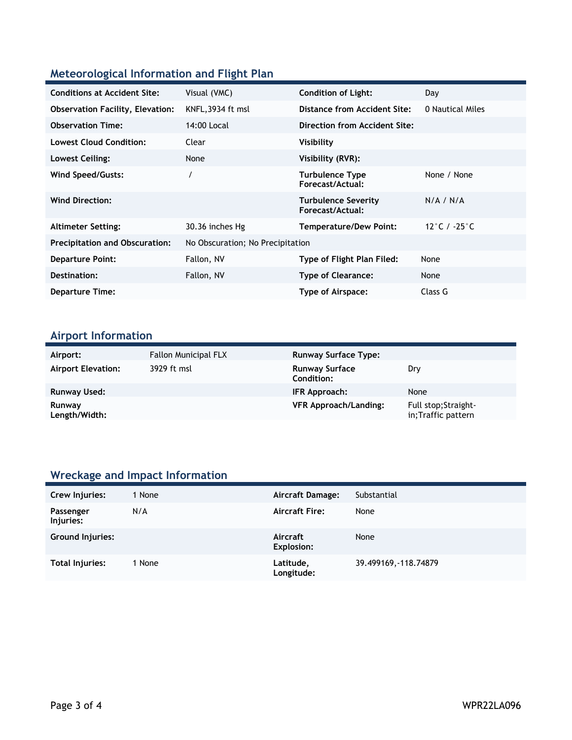## Meteorological Information and Flight Plan

| | | | |
|---|---|---|---|
| **Conditions at Accident Site:** | Visual (VMC) | **Condition of Light:** | Day |
| **Observation Facility, Elevation:** | KNFL,3934 ft msl | **Distance from Accident Site:** | 0 Nautical Miles |
| **Observation Time:** | 14:00 Local | **Direction from Accident Site:** | |
| **Lowest Cloud Condition:** | Clear | **Visibility** | |
| **Lowest Ceiling:** | None | **Visibility (RVR):** | |
| **Wind Speed/Gusts:** | / | **Turbulence Type Forecast/Actual:** | None / None |
| **Wind Direction:** | | **Turbulence Severity Forecast/Actual:** | N/A / N/A |
| **Altimeter Setting:** | 30.36 inches Hg | **Temperature/Dew Point:** | 12°C / -25°C |
| **Precipitation and Obscuration:** | No Obscuration; No Precipitation | | |
| **Departure Point:** | Fallon, NV | **Type of Flight Plan Filed:** | None |
| **Destination:** | Fallon, NV | **Type of Clearance:** | None |
| **Departure Time:** | | **Type of Airspace:** | Class G |

## Airport Information

| | | | |
|---|---|---|---|
| **Airport:** | Fallon Municipal FLX | **Runway Surface Type:** | |
| **Airport Elevation:** | 3929 ft msl | **Runway Surface Condition:** | Dry |
| **Runway Used:** | | **IFR Approach:** | None |
| **Runway Length/Width:** | | **VFR Approach/Landing:** | Full stop;Straight-in;Traffic pattern |

## Wreckage and Impact Information

| | | | |
|---|---|---|---|
| **Crew Injuries:** | 1 None | **Aircraft Damage:** | Substantial |
| **Passenger Injuries:** | N/A | **Aircraft Fire:** | None |
| **Ground Injuries:** | | **Aircraft Explosion:** | None |
| **Total Injuries:** | 1 None | **Latitude, Longitude:** | 39.499169,-118.74879 |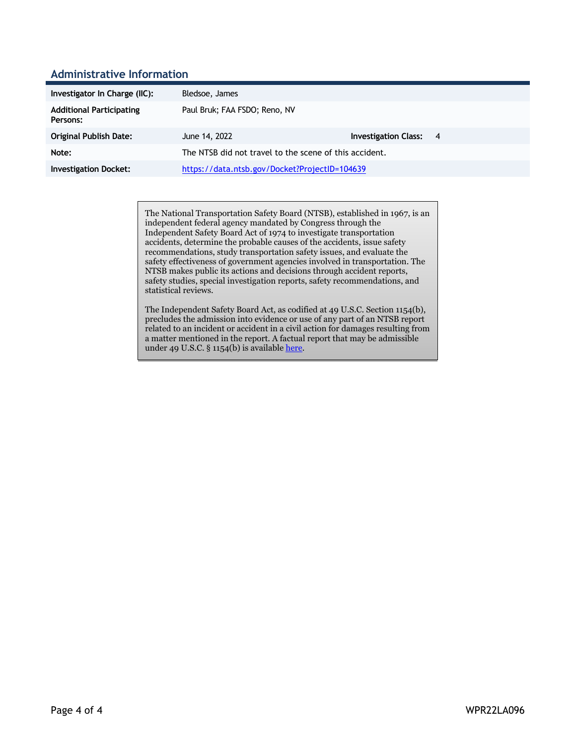## Administrative Information

| | | | |
|---|---|---|---|
| **Investigator In Charge (IIC):** | Bledsoe, James | | |
| **Additional Participating Persons:** | Paul Bruk; FAA FSDO; Reno, NV | | |
| **Original Publish Date:** | June 14, 2022 | **Investigation Class:** | 4 |
| **Note:** | The NTSB did not travel to the scene of this accident. | | |
| **Investigation Docket:** | [https://data.ntsb.gov/Docket?ProjectID=104639](https://data.ntsb.gov/Docket?ProjectID=104639) | | |

The National Transportation Safety Board (NTSB), established in 1967, is an independent federal agency mandated by Congress through the Independent Safety Board Act of 1974 to investigate transportation accidents, determine the probable causes of the accidents, issue safety recommendations, study transportation safety issues, and evaluate the safety effectiveness of government agencies involved in transportation. The NTSB makes public its actions and decisions through accident reports, safety studies, special investigation reports, safety recommendations, and statistical reviews.

The Independent Safety Board Act, as codified at 49 U.S.C. Section 1154(b), precludes the admission into evidence or use of any part of an NTSB report related to an incident or accident in a civil action for damages resulting from a matter mentioned in the report. A factual report that may be admissible under 49 U.S.C. § 1154(b) is available here.